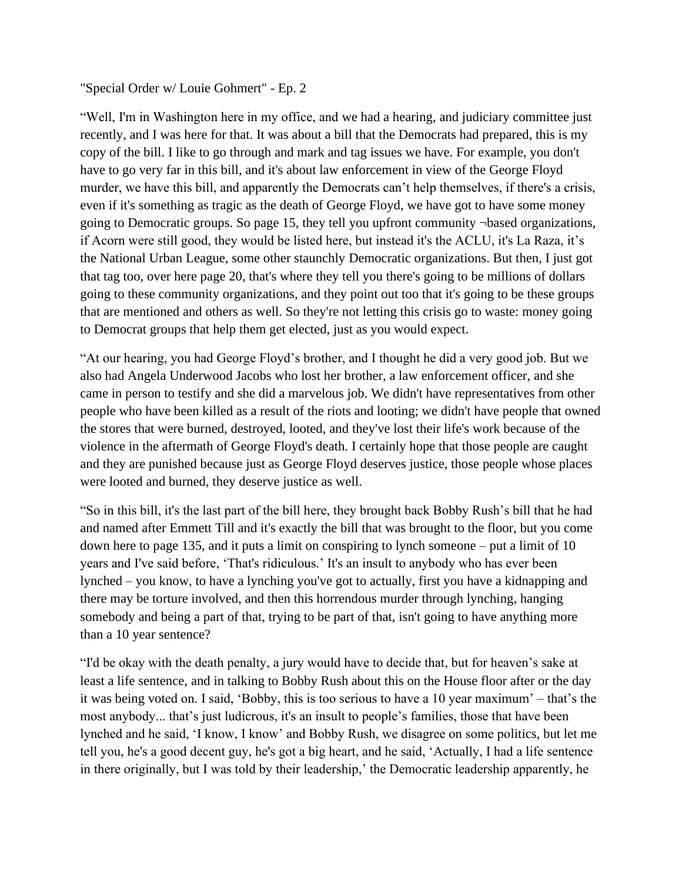"Special Order w/ Louie Gohmert" - Ep. 2

"Well, I'm in Washington here in my office, and we had a hearing, and judiciary committee just recently, and I was here for that. It was about a bill that the Democrats had prepared, this is my copy of the bill. I like to go through and mark and tag issues we have. For example, you don't have to go very far in this bill, and it's about law enforcement in view of the George Floyd murder, we have this bill, and apparently the Democrats can't help themselves, if there's a crisis, even if it's something as tragic as the death of George Floyd, we have got to have some money going to Democratic groups. So page 15, they tell you upfront community ¬based organizations, if Acorn were still good, they would be listed here, but instead it's the ACLU, it's La Raza, it's the National Urban League, some other staunchly Democratic organizations. But then, I just got that tag too, over here page 20, that's where they tell you there's going to be millions of dollars going to these community organizations, and they point out too that it's going to be these groups that are mentioned and others as well. So they're not letting this crisis go to waste: money going to Democrat groups that help them get elected, just as you would expect.

"At our hearing, you had George Floyd's brother, and I thought he did a very good job. But we also had Angela Underwood Jacobs who lost her brother, a law enforcement officer, and she came in person to testify and she did a marvelous job. We didn't have representatives from other people who have been killed as a result of the riots and looting; we didn't have people that owned the stores that were burned, destroyed, looted, and they've lost their life's work because of the violence in the aftermath of George Floyd's death. I certainly hope that those people are caught and they are punished because just as George Floyd deserves justice, those people whose places were looted and burned, they deserve justice as well.

"So in this bill, it's the last part of the bill here, they brought back Bobby Rush's bill that he had and named after Emmett Till and it's exactly the bill that was brought to the floor, but you come down here to page 135, and it puts a limit on conspiring to lynch someone – put a limit of 10 years and I've said before, 'That's ridiculous.' It's an insult to anybody who has ever been lynched – you know, to have a lynching you've got to actually, first you have a kidnapping and there may be torture involved, and then this horrendous murder through lynching, hanging somebody and being a part of that, trying to be part of that, isn't going to have anything more than a 10 year sentence?

"I'd be okay with the death penalty, a jury would have to decide that, but for heaven's sake at least a life sentence, and in talking to Bobby Rush about this on the House floor after or the day it was being voted on. I said, 'Bobby, this is too serious to have a 10 year maximum' – that's the most anybody... that's just ludicrous, it's an insult to people's families, those that have been lynched and he said, 'I know, I know' and Bobby Rush, we disagree on some politics, but let me tell you, he's a good decent guy, he's got a big heart, and he said, 'Actually, I had a life sentence in there originally, but I was told by their leadership,' the Democratic leadership apparently, he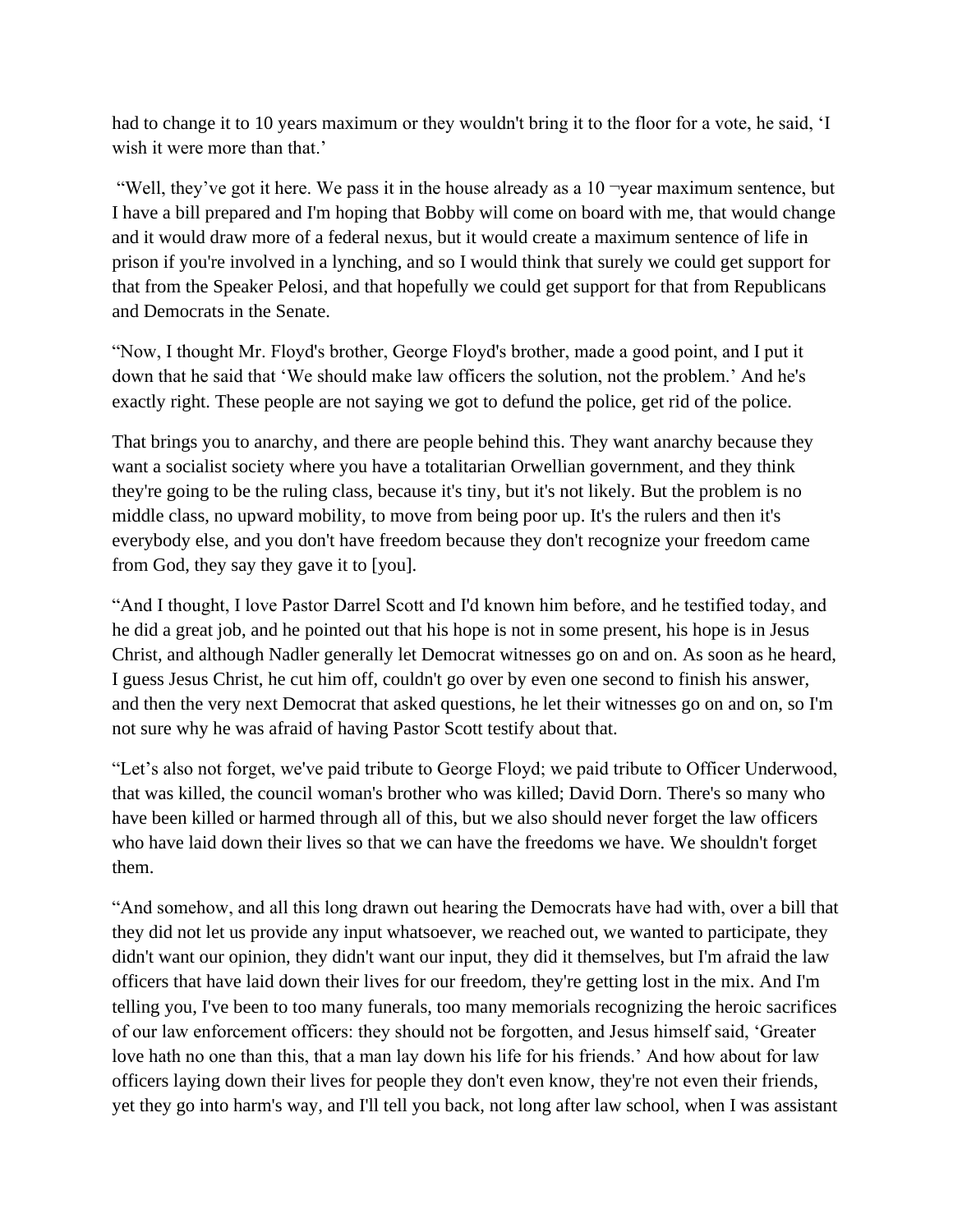had to change it to 10 years maximum or they wouldn't bring it to the floor for a vote, he said, 'I wish it were more than that.'

"Well, they've got it here. We pass it in the house already as a 10 ¬year maximum sentence, but I have a bill prepared and I'm hoping that Bobby will come on board with me, that would change and it would draw more of a federal nexus, but it would create a maximum sentence of life in prison if you're involved in a lynching, and so I would think that surely we could get support for that from the Speaker Pelosi, and that hopefully we could get support for that from Republicans and Democrats in the Senate.

"Now, I thought Mr. Floyd's brother, George Floyd's brother, made a good point, and I put it down that he said that 'We should make law officers the solution, not the problem.' And he's exactly right. These people are not saying we got to defund the police, get rid of the police.

That brings you to anarchy, and there are people behind this. They want anarchy because they want a socialist society where you have a totalitarian Orwellian government, and they think they're going to be the ruling class, because it's tiny, but it's not likely. But the problem is no middle class, no upward mobility, to move from being poor up. It's the rulers and then it's everybody else, and you don't have freedom because they don't recognize your freedom came from God, they say they gave it to [you].

"And I thought, I love Pastor Darrel Scott and I'd known him before, and he testified today, and he did a great job, and he pointed out that his hope is not in some present, his hope is in Jesus Christ, and although Nadler generally let Democrat witnesses go on and on. As soon as he heard, I guess Jesus Christ, he cut him off, couldn't go over by even one second to finish his answer, and then the very next Democrat that asked questions, he let their witnesses go on and on, so I'm not sure why he was afraid of having Pastor Scott testify about that.

"Let's also not forget, we've paid tribute to George Floyd; we paid tribute to Officer Underwood, that was killed, the council woman's brother who was killed; David Dorn. There's so many who have been killed or harmed through all of this, but we also should never forget the law officers who have laid down their lives so that we can have the freedoms we have. We shouldn't forget them.

"And somehow, and all this long drawn out hearing the Democrats have had with, over a bill that they did not let us provide any input whatsoever, we reached out, we wanted to participate, they didn't want our opinion, they didn't want our input, they did it themselves, but I'm afraid the law officers that have laid down their lives for our freedom, they're getting lost in the mix. And I'm telling you, I've been to too many funerals, too many memorials recognizing the heroic sacrifices of our law enforcement officers: they should not be forgotten, and Jesus himself said, 'Greater love hath no one than this, that a man lay down his life for his friends.' And how about for law officers laying down their lives for people they don't even know, they're not even their friends, yet they go into harm's way, and I'll tell you back, not long after law school, when I was assistant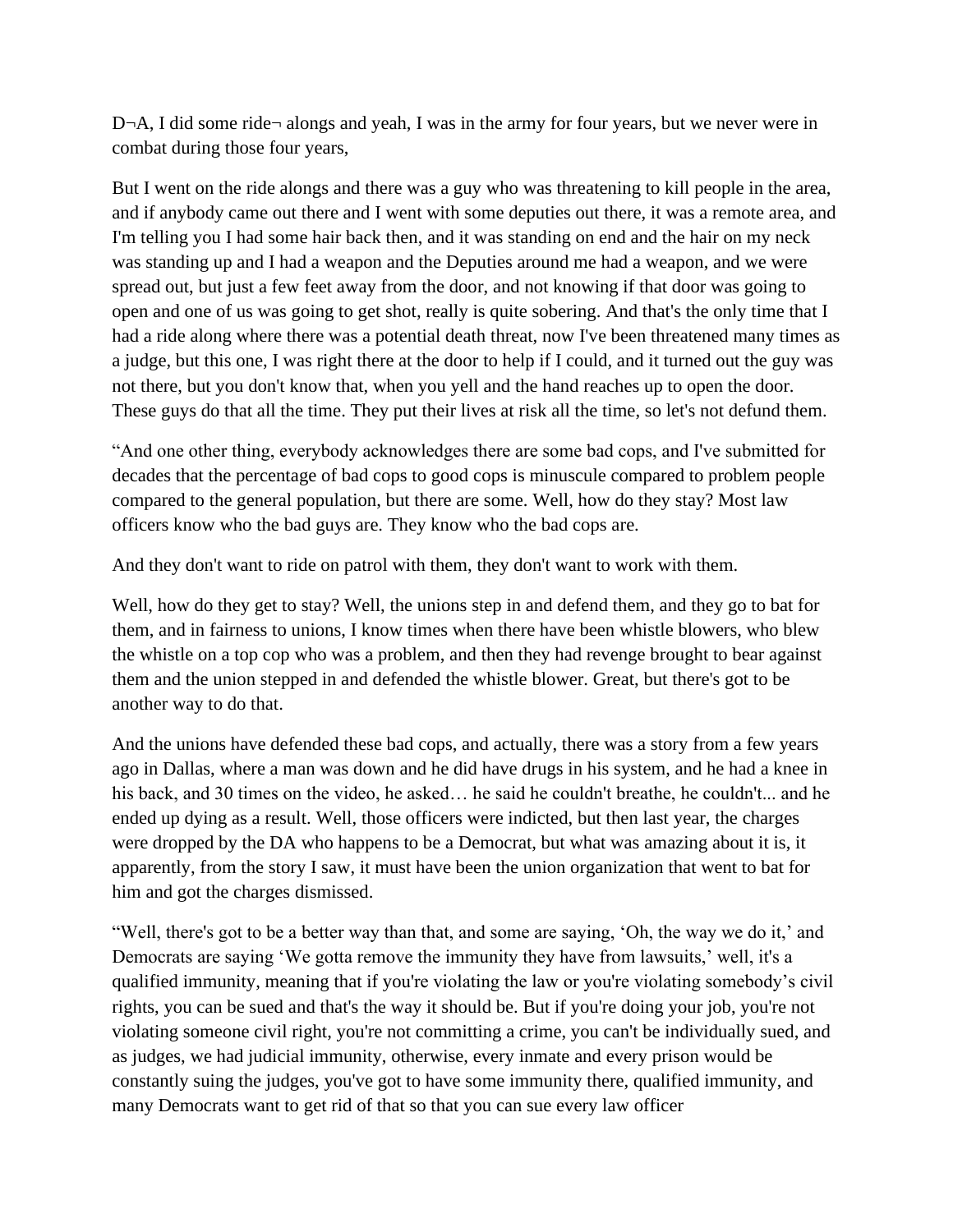D¬A, I did some ride¬ alongs and yeah, I was in the army for four years, but we never were in combat during those four years,

But I went on the ride alongs and there was a guy who was threatening to kill people in the area, and if anybody came out there and I went with some deputies out there, it was a remote area, and I'm telling you I had some hair back then, and it was standing on end and the hair on my neck was standing up and I had a weapon and the Deputies around me had a weapon, and we were spread out, but just a few feet away from the door, and not knowing if that door was going to open and one of us was going to get shot, really is quite sobering. And that's the only time that I had a ride along where there was a potential death threat, now I've been threatened many times as a judge, but this one, I was right there at the door to help if I could, and it turned out the guy was not there, but you don't know that, when you yell and the hand reaches up to open the door. These guys do that all the time. They put their lives at risk all the time, so let's not defund them.

"And one other thing, everybody acknowledges there are some bad cops, and I've submitted for decades that the percentage of bad cops to good cops is minuscule compared to problem people compared to the general population, but there are some. Well, how do they stay? Most law officers know who the bad guys are. They know who the bad cops are.

And they don't want to ride on patrol with them, they don't want to work with them.

Well, how do they get to stay? Well, the unions step in and defend them, and they go to bat for them, and in fairness to unions, I know times when there have been whistle blowers, who blew the whistle on a top cop who was a problem, and then they had revenge brought to bear against them and the union stepped in and defended the whistle blower. Great, but there's got to be another way to do that.

And the unions have defended these bad cops, and actually, there was a story from a few years ago in Dallas, where a man was down and he did have drugs in his system, and he had a knee in his back, and 30 times on the video, he asked… he said he couldn't breathe, he couldn't... and he ended up dying as a result. Well, those officers were indicted, but then last year, the charges were dropped by the DA who happens to be a Democrat, but what was amazing about it is, it apparently, from the story I saw, it must have been the union organization that went to bat for him and got the charges dismissed.

"Well, there's got to be a better way than that, and some are saying, 'Oh, the way we do it,' and Democrats are saying 'We gotta remove the immunity they have from lawsuits,' well, it's a qualified immunity, meaning that if you're violating the law or you're violating somebody's civil rights, you can be sued and that's the way it should be. But if you're doing your job, you're not violating someone civil right, you're not committing a crime, you can't be individually sued, and as judges, we had judicial immunity, otherwise, every inmate and every prison would be constantly suing the judges, you've got to have some immunity there, qualified immunity, and many Democrats want to get rid of that so that you can sue every law officer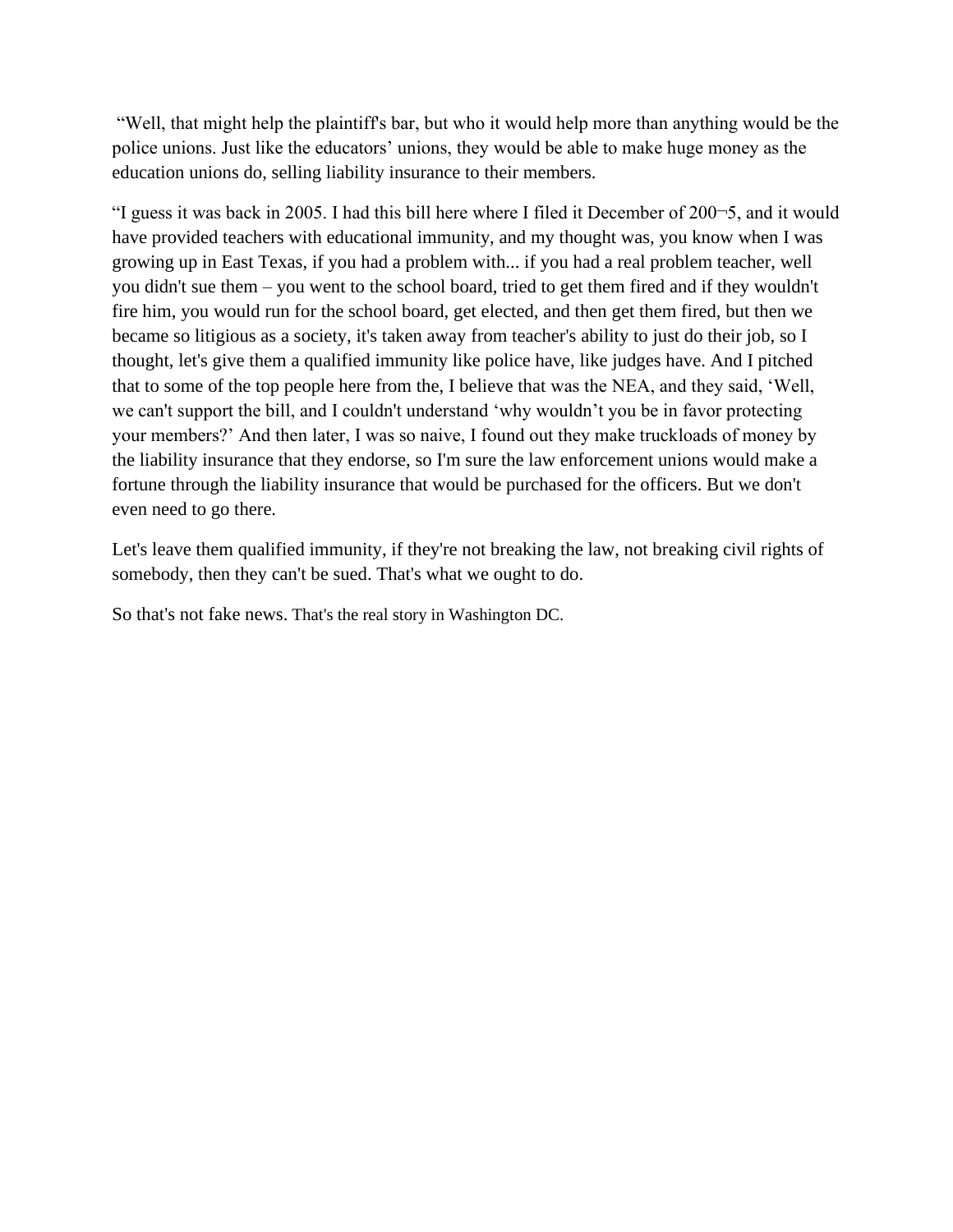"Well, that might help the plaintiff's bar, but who it would help more than anything would be the police unions. Just like the educators' unions, they would be able to make huge money as the education unions do, selling liability insurance to their members.

"I guess it was back in 2005. I had this bill here where I filed it December of 200¬5, and it would have provided teachers with educational immunity, and my thought was, you know when I was growing up in East Texas, if you had a problem with... if you had a real problem teacher, well you didn't sue them – you went to the school board, tried to get them fired and if they wouldn't fire him, you would run for the school board, get elected, and then get them fired, but then we became so litigious as a society, it's taken away from teacher's ability to just do their job, so I thought, let's give them a qualified immunity like police have, like judges have. And I pitched that to some of the top people here from the, I believe that was the NEA, and they said, 'Well, we can't support the bill, and I couldn't understand 'why wouldn't you be in favor protecting your members?' And then later, I was so naive, I found out they make truckloads of money by the liability insurance that they endorse, so I'm sure the law enforcement unions would make a fortune through the liability insurance that would be purchased for the officers. But we don't even need to go there.

Let's leave them qualified immunity, if they're not breaking the law, not breaking civil rights of somebody, then they can't be sued. That's what we ought to do.

So that's not fake news. That's the real story in Washington DC.